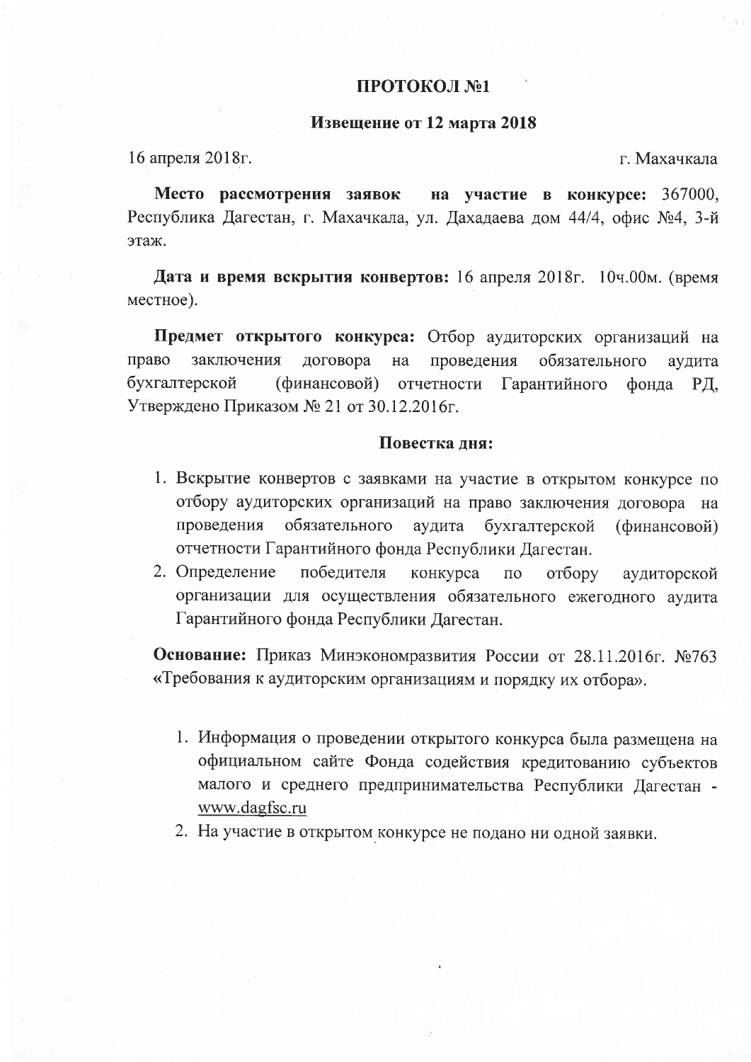# ПРОТОКОЛ №1

## Извещение от 12 марта 2018

16 апреля 2018г. г. Махачкала

**Место рассмотрения заявок на участие в конкурсе:** 367000, Республика Дагестан, г. Махачкала, ул. Дахадаева дом 44/4, офис №4, 3-й этаж.

**Дата и время вскрытия конвертов:** 16 апреля 2018г. 10ч.00м. (время местное).

**Предмет открытого конкурса:** Отбор аудиторских организаций на право заключения договора на проведения обязательного аудита бухгалтерской (финансовой) отчетности Гарантийного фонда РД, Утверждено Приказом № 21 от 30.12.2016г.

**Повестка дня:**

1. Вскрытие конвертов с заявками на участие в открытом конкурсе по отбору аудиторских организаций на право заключения договора на проведения обязательного аудита бухгалтерской (финансовой) отчетности Гарантийного фонда Республики Дагестан.
2. Определение победителя конкурса по отбору аудиторской организации для осуществления обязательного ежегодного аудита Гарантийного фонда Республики Дагестан.

**Основание:** Приказ Минэкономразвития России от 28.11.2016г. №763 «Требования к аудиторским организациям и порядку их отбора».

1. Информация о проведении открытого конкурса была размещена на официальном сайте Фонда содействия кредитованию субъектов малого и среднего предпринимательства Республики Дагестан - www.dagfsc.ru
2. На участие в открытом конкурсе не подано ни одной заявки.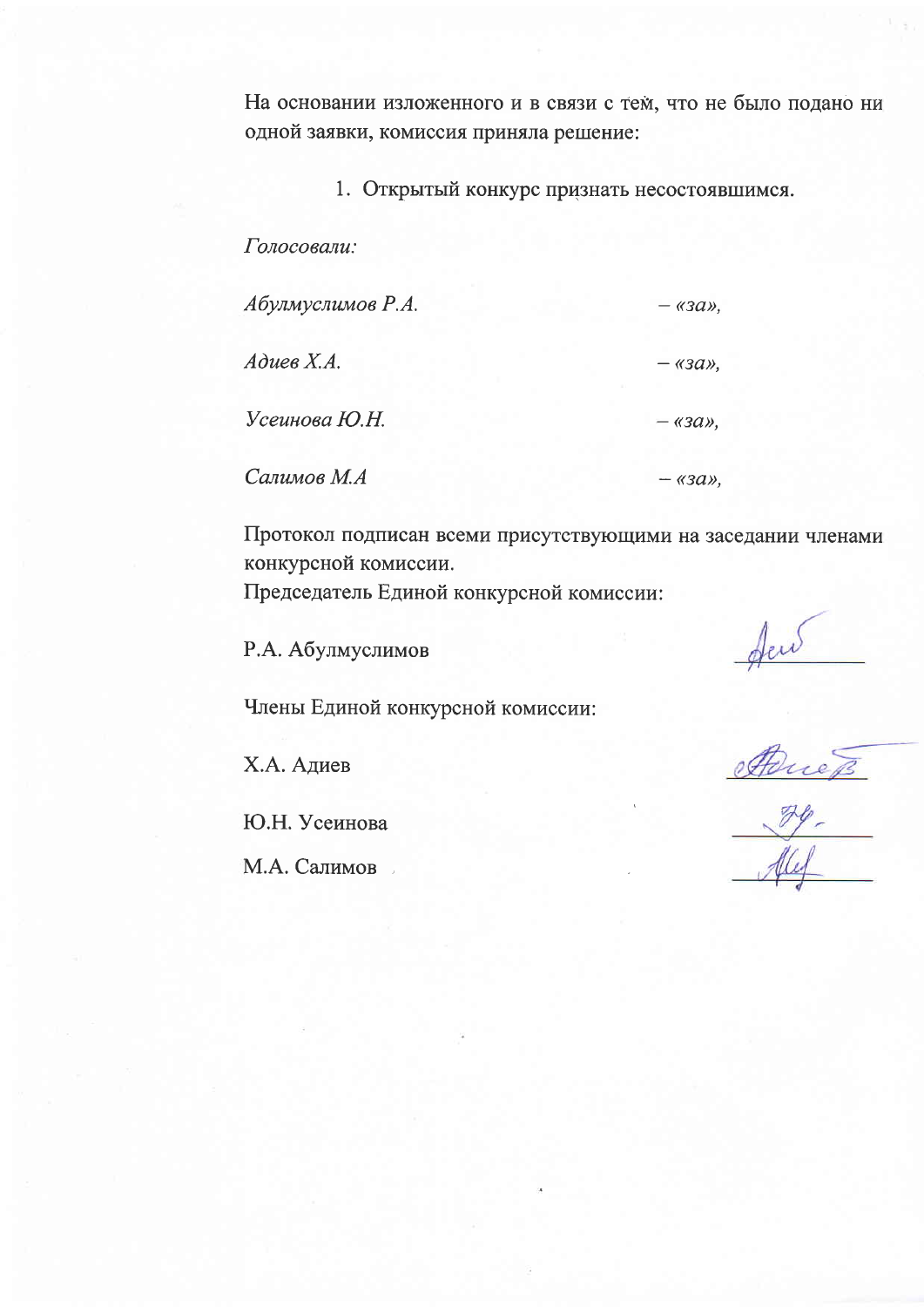На основании изложенного и в связи с тем, что не было подано ни одной заявки, комиссия приняла решение:

1. Открытый конкурс признать несостоявшимся.

*Голосовали:*

*Абулмуслимов Р.А.* – *«за»,*

*Адиев Х.А.* – *«за»,*

*Усеинова Ю.Н.* – *«за»,*

*Салимов М.А* – *«за»,*

Протокол подписан всеми присутствующими на заседании членами конкурсной комиссии.
Председатель Единой конкурсной комиссии:

Р.А. Абулмуслимов

Члены Единой конкурсной комиссии:

Х.А. Адиев

Ю.Н. Усеинова

М.А. Салимов